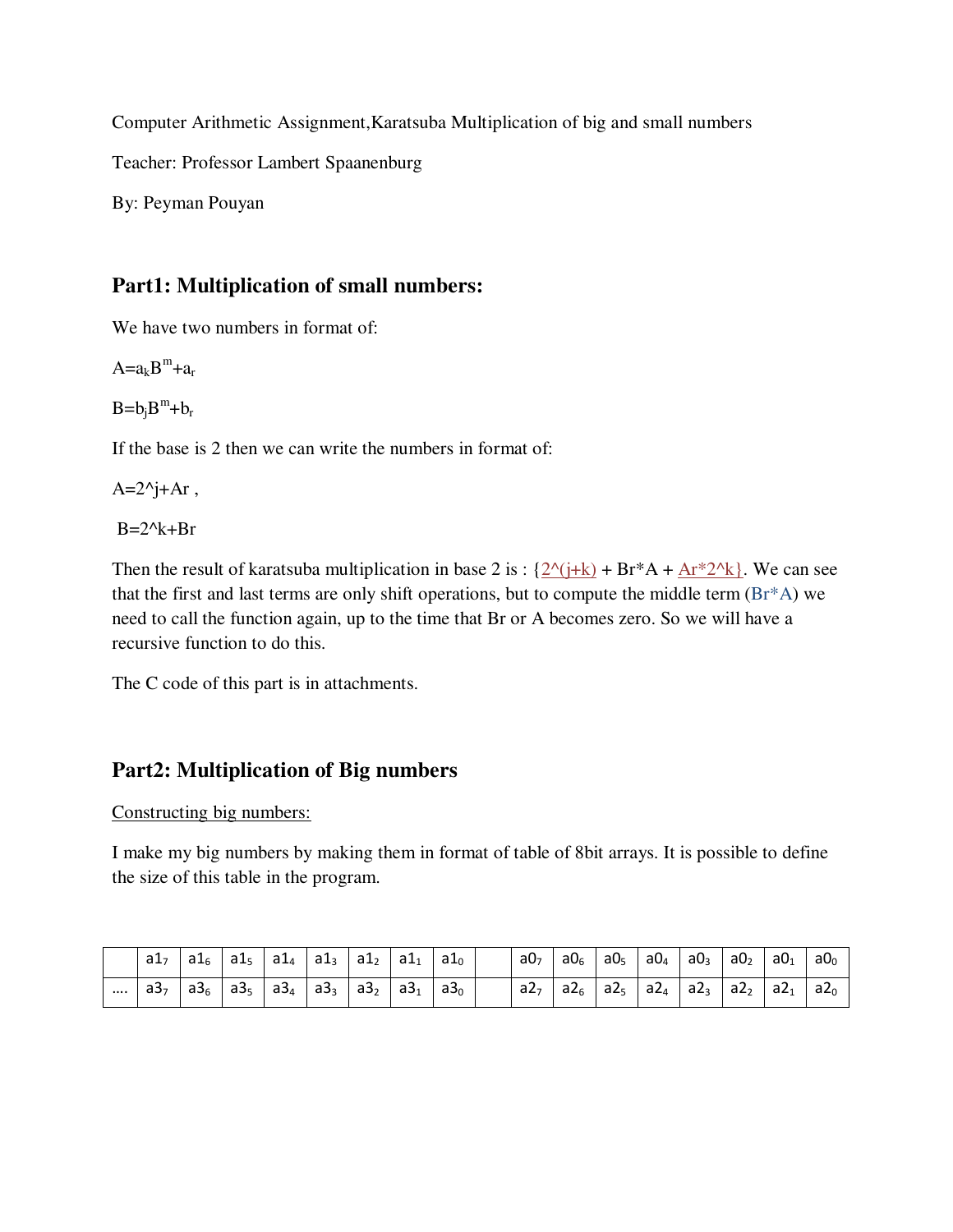Computer Arithmetic Assignment,Karatsuba Multiplication of big and small numbers

Teacher: Professor Lambert Spaanenburg

By: Peyman Pouyan

## Part1: Multiplication of small numbers:

We have two numbers in format of:

$A=a_k B^m + a_r$

$B=b_j B^m + b_r$

If the base is 2 then we can write the numbers in format of:

A=2^j+Ar ,

B=2^k+Br

Then the result of karatsuba multiplication in base 2 is : {2^(j+k) + Br*A + Ar*2^k}. We can see that the first and last terms are only shift operations, but to compute the middle term (Br*A) we need to call the function again, up to the time that Br or A becomes zero. So we will have a recursive function to do this.

The C code of this part is in attachments.

## Part2: Multiplication of Big numbers

Constructing big numbers:

I make my big numbers by making them in format of table of 8bit arrays. It is possible to define the size of this table in the program.

| | $a1_7$ | $a1_6$ | $a1_5$ | $a1_4$ | $a1_3$ | $a1_2$ | $a1_1$ | $a1_0$ | | $a0_7$ | $a0_6$ | $a0_5$ | $a0_4$ | $a0_3$ | $a0_2$ | $a0_1$ | $a0_0$ |
|---|---|---|---|---|---|---|---|---|---|---|---|---|---|---|---|---|---|
| .... | $a3_7$ | $a3_6$ | $a3_5$ | $a3_4$ | $a3_3$ | $a3_2$ | $a3_1$ | $a3_0$ | | $a2_7$ | $a2_6$ | $a2_5$ | $a2_4$ | $a2_3$ | $a2_2$ | $a2_1$ | $a2_0$ |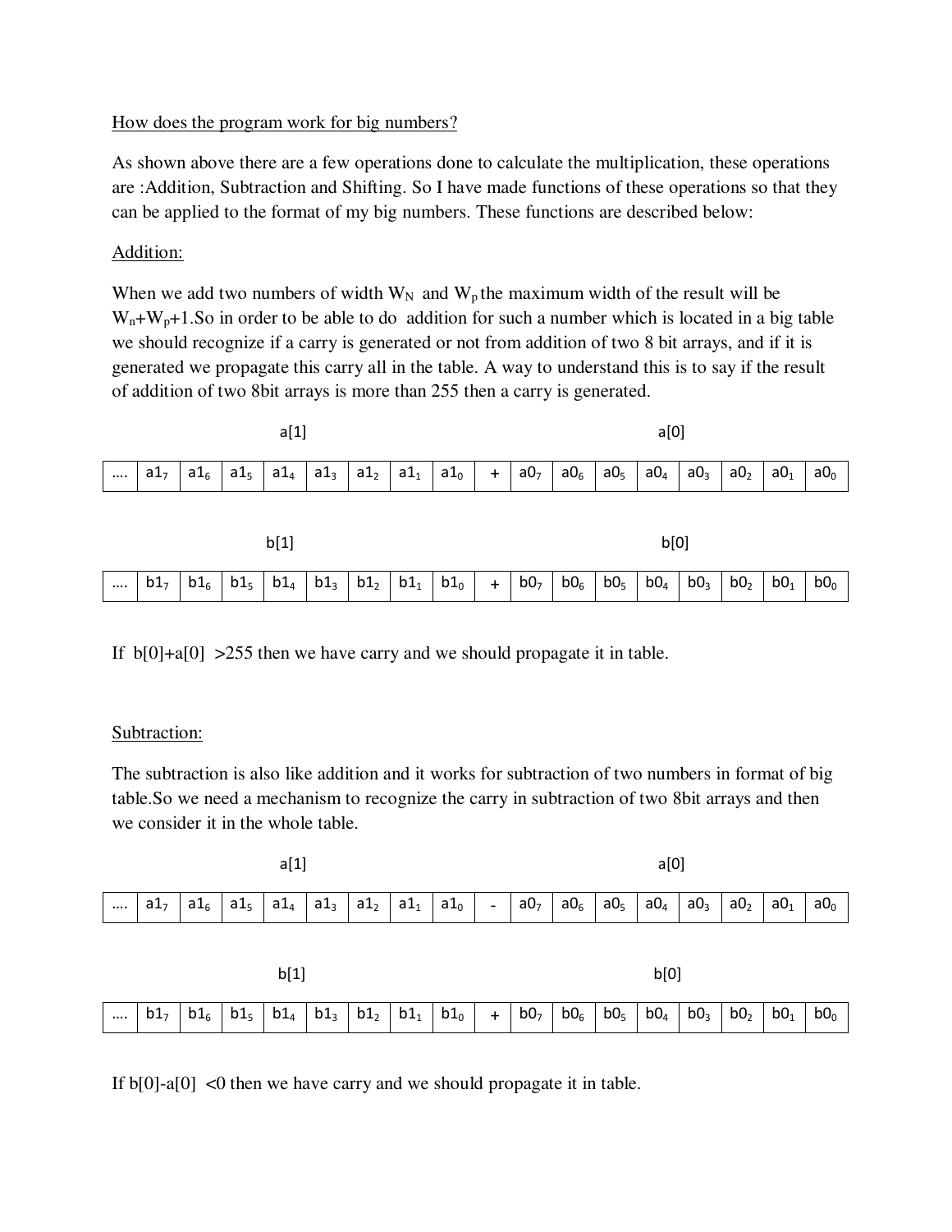How does the program work for big numbers?

As shown above there are a few operations done to calculate the multiplication, these operations are :Addition, Subtraction and Shifting. So I have made functions of these operations so that they can be applied to the format of my big numbers. These functions are described below:

Addition:

When we add two numbers of width $W_N$ and $W_p$ the maximum width of the result will be $W_n+W_p+1$.So in order to be able to do addition for such a number which is located in a big table we should recognize if a carry is generated or not from addition of two 8 bit arrays, and if it is generated we propagate this carry all in the table. A way to understand this is to say if the result of addition of two 8bit arrays is more than 255 then a carry is generated.

| | a[1] | | | | | | | | | a[0] | | | | | | | |
|---|---|---|---|---|---|---|---|---|---|---|---|---|---|---|---|---|---|
| …. | $a1_7$ | $a1_6$ | $a1_5$ | $a1_4$ | $a1_3$ | $a1_2$ | $a1_1$ | $a1_0$ | + | $a0_7$ | $a0_6$ | $a0_5$ | $a0_4$ | $a0_3$ | $a0_2$ | $a0_1$ | $a0_0$ |

| | b[1] | | | | | | | | | b[0] | | | | | | | |
|---|---|---|---|---|---|---|---|---|---|---|---|---|---|---|---|---|---|
| …. | $b1_7$ | $b1_6$ | $b1_5$ | $b1_4$ | $b1_3$ | $b1_2$ | $b1_1$ | $b1_0$ | + | $b0_7$ | $b0_6$ | $b0_5$ | $b0_4$ | $b0_3$ | $b0_2$ | $b0_1$ | $b0_0$ |

If b[0]+a[0] >255 then we have carry and we should propagate it in table.

Subtraction:

The subtraction is also like addition and it works for subtraction of two numbers in format of big table.So we need a mechanism to recognize the carry in subtraction of two 8bit arrays and then we consider it in the whole table.

| | a[1] | | | | | | | | | a[0] | | | | | | | |
|---|---|---|---|---|---|---|---|---|---|---|---|---|---|---|---|---|---|
| …. | $a1_7$ | $a1_6$ | $a1_5$ | $a1_4$ | $a1_3$ | $a1_2$ | $a1_1$ | $a1_0$ | - | $a0_7$ | $a0_6$ | $a0_5$ | $a0_4$ | $a0_3$ | $a0_2$ | $a0_1$ | $a0_0$ |

| | b[1] | | | | | | | | | b[0] | | | | | | | |
|---|---|---|---|---|---|---|---|---|---|---|---|---|---|---|---|---|---|
| …. | $b1_7$ | $b1_6$ | $b1_5$ | $b1_4$ | $b1_3$ | $b1_2$ | $b1_1$ | $b1_0$ | + | $b0_7$ | $b0_6$ | $b0_5$ | $b0_4$ | $b0_3$ | $b0_2$ | $b0_1$ | $b0_0$ |

If b[0]-a[0] <0 then we have carry and we should propagate it in table.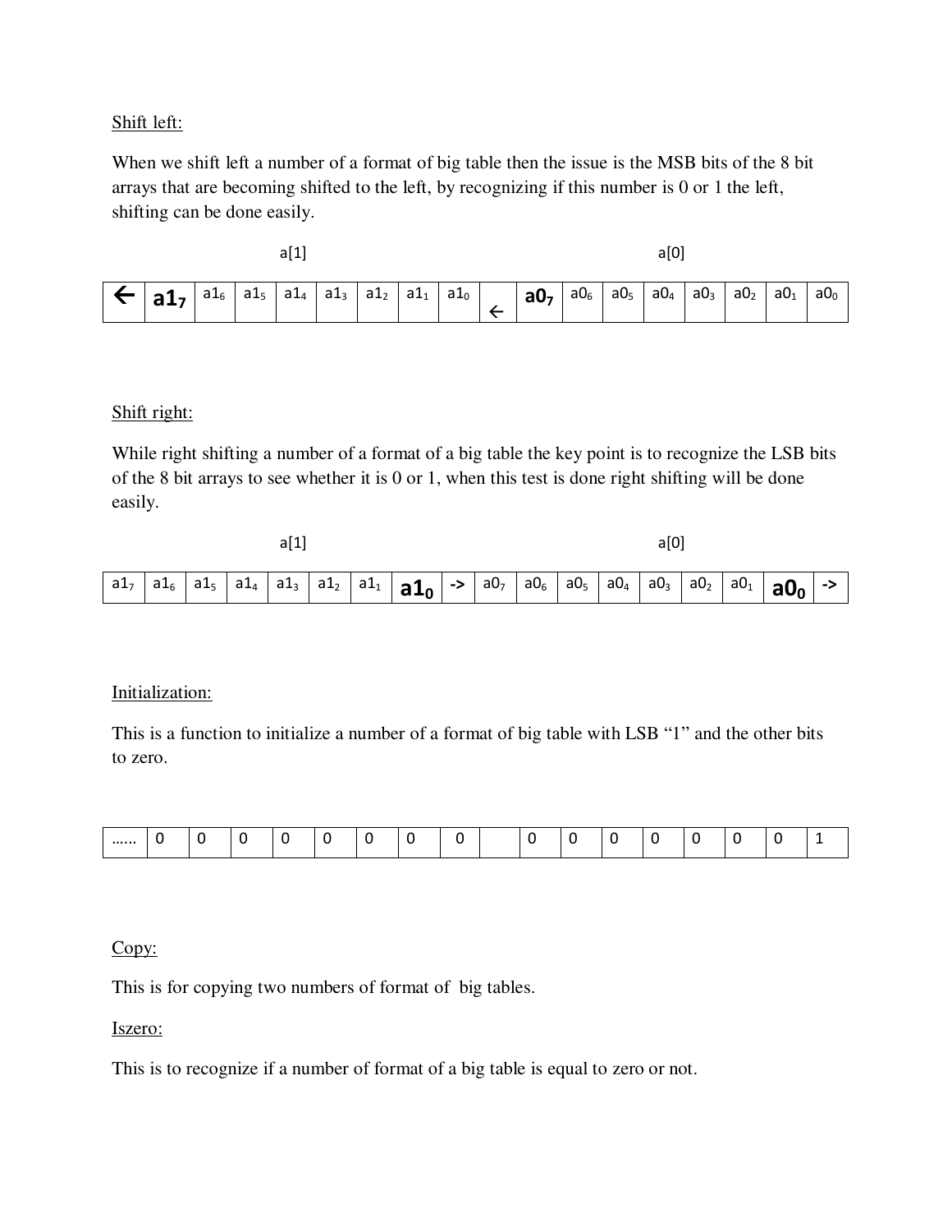<u>Shift left:</u>

When we shift left a number of a format of big table then the issue is the MSB bits of the 8 bit arrays that are becoming shifted to the left, by recognizing if this number is 0 or 1 the left, shifting can be done easily.

| | a[1] | | | | | | | | a[0] | | | | | | | |
|---|---|---|---|---|---|---|---|---|---|---|---|---|---|---|---|---|
| ← | **$a1_7$** | $a1_6$ | $a1_5$ | $a1_4$ | $a1_3$ | $a1_2$ | $a1_1$ | $a1_0$ | ← | **$a0_7$** | $a0_6$ | $a0_5$ | $a0_4$ | $a0_3$ | $a0_2$ | $a0_1$ | $a0_0$ |

<u>Shift right:</u>

While right shifting a number of a format of a big table the key point is to recognize the LSB bits of the 8 bit arrays to see whether it is 0 or 1, when this test is done right shifting will be done easily.

| a[1] | | | | | | | | | a[0] | | | | | | | |
|---|---|---|---|---|---|---|---|---|---|---|---|---|---|---|---|---|
| $a1_7$ | $a1_6$ | $a1_5$ | $a1_4$ | $a1_3$ | $a1_2$ | $a1_1$ | **$a1_0$** | -> | $a0_7$ | $a0_6$ | $a0_5$ | $a0_4$ | $a0_3$ | $a0_2$ | $a0_1$ | **$a0_0$** | -> |

<u>Initialization:</u>

This is a function to initialize a number of a format of big table with LSB "1" and the other bits to zero.

| …… | 0 | 0 | 0 | 0 | 0 | 0 | 0 | 0 | | 0 | 0 | 0 | 0 | 0 | 0 | 0 | 1 |
|---|---|---|---|---|---|---|---|---|---|---|---|---|---|---|---|---|---|

<u>Copy:</u>

This is for copying two numbers of format of big tables.

<u>Iszero:</u>

This is to recognize if a number of format of a big table is equal to zero or not.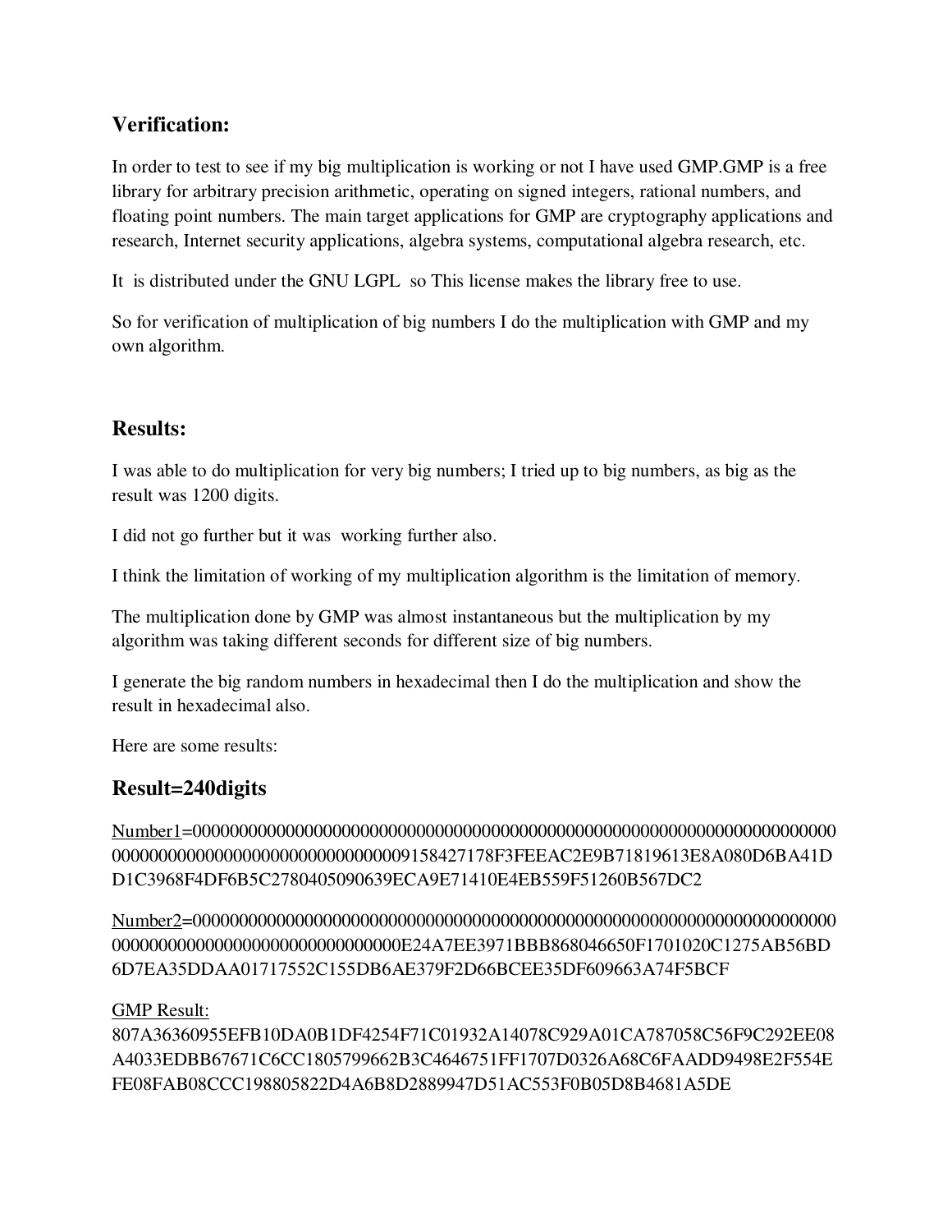## Verification:

In order to test to see if my big multiplication is working or not I have used GMP.GMP is a free library for arbitrary precision arithmetic, operating on signed integers, rational numbers, and floating point numbers. The main target applications for GMP are cryptography applications and research, Internet security applications, algebra systems, computational algebra research, etc.

It is distributed under the GNU LGPL so This license makes the library free to use.

So for verification of multiplication of big numbers I do the multiplication with GMP and my own algorithm.

## Results:

I was able to do multiplication for very big numbers; I tried up to big numbers, as big as the result was 1200 digits.

I did not go further but it was working further also.

I think the limitation of working of my multiplication algorithm is the limitation of memory.

The multiplication done by GMP was almost instantaneous but the multiplication by my algorithm was taking different seconds for different size of big numbers.

I generate the big random numbers in hexadecimal then I do the multiplication and show the result in hexadecimal also.

Here are some results:

## Result=240digits

Number1=000000000000000000000000000000000000000000000000000000000000000000000000000000000000000000000000009158427178F3FEEAC2E9B71819613E8A080D6BA41DD1C3968F4DF6B5C2780405090639ECA9E71410E4EB559F51260B567DC2

Number2=00000000000000000000000000000000000000000000000000000000000000000000000000000000000000000000000000E24A7EE3971BBB868046650F1701020C1275AB56BD6D7EA35DDAA01717552C155DB6AE379F2D66BCEE35DF609663A74F5BCF

GMP Result:
807A36360955EFB10DA0B1DF4254F71C01932A14078C929A01CA787058C56F9C292EE08A4033EDBB67671C6CC1805799662B3C4646751FF1707D0326A68C6FAADD9498E2F554EFE08FAB08CCC198805822D4A6B8D2889947D51AC553F0B05D8B4681A5DE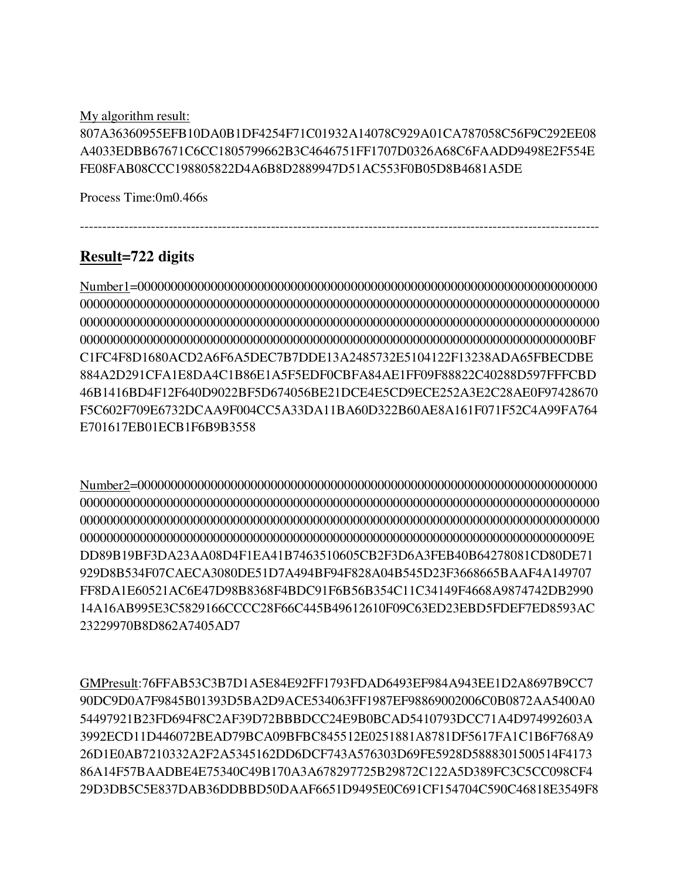My algorithm result:
807A36360955EFB10DA0B1DF4254F71C01932A14078C929A01CA787058C56F9C292EE08
A4033EDBB67671C6CC1805799662B3C4646751FF1707D0326A68C6FAADD9498E2F554E
FE08FAB08CCC198805822D4A6B8D2889947D51AC553F0B05D8B4681A5DE

Process Time:0m0.466s

---

## **Result=722 digits**

Number1=000000000000000000000000000000000000000000000000000000000000000000
00000000000000000000000000000000000000000000000000000000000000000000000
00000000000000000000000000000000000000000000000000000000000000000000000
000000000000000000000000000000000000000000000000000000000000000000000BF
C1FC4F8D1680ACD2A6F6A5DEC7B7DDE13A2485732E5104122F13238ADA65FBECDBE
884A2D291CFA1E8DA4C1B86E1A5F5EDF0CBFA84AE1FF09F88822C40288D597FFFCBD
46B1416BD4F12F640D9022BF5D674056BE21DCE4E5CD9ECE252A3E2C28AE0F97428670
F5C602F709E6732DCAA9F004CC5A33DA11BA60D322B60AE8A161F071F52C4A99FA764
E701617EB01ECB1F6B9B3558

Number2=000000000000000000000000000000000000000000000000000000000000000000
00000000000000000000000000000000000000000000000000000000000000000000000
00000000000000000000000000000000000000000000000000000000000000000000000
0000000000000000000000000000000000000000000000000000000000000000000009E
DD89B19BF3DA23AA08D4F1EA41B7463510605CB2F3D6A3FEB40B64278081CD80DE71
929D8B534F07CAECA3080DE51D7A494BF94F828A04B545D23F3668665BAAF4A149707
FF8DA1E60521AC6E47D98B8368F4BDC91F6B56B354C11C34149F4668A9874742DB2990
14A16AB995E3C5829166CCCC28F66C445B49612610F09C63ED23EBD5FDEF7ED8593AC
23229970B8D862A7405AD7

GMPresult:76FFAB53C3B7D1A5E84E92FF1793FDAD6493EF984A943EE1D2A8697B9CC7
90DC9D0A7F9845B01393D5BA2D9ACE534063FF1987EF98869002006C0B0872AA5400A0
54497921B23FD694F8C2AF39D72BBBDCC24E9B0BCAD5410793DCC71A4D974992603A
3992ECD11D446072BEAD79BCA09BFBC845512E0251881A8781DF5617FA1C1B6F768A9
26D1E0AB7210332A2F2A5345162DD6DCF743A576303D69FE5928D5888301500514F4173
86A14F57BAADBE4E75340C49B170A3A678297725B29872C122A5D389FC3C5CC098CF4
29D3DB5C5E837DAB36DDBBD50DAAF6651D9495E0C691CF154704C590C46818E3549F8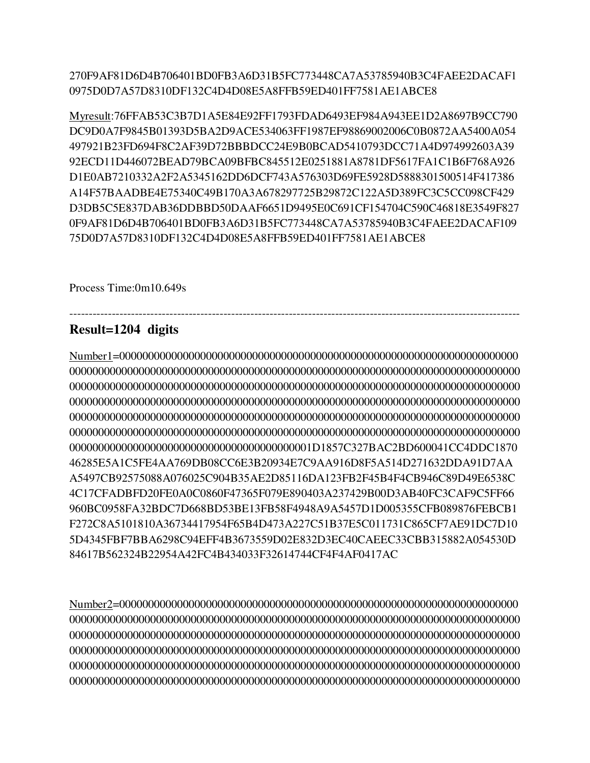270F9AF81D6D4B706401BD0FB3A6D31B5FC773448CA7A53785940B3C4FAEE2DACAF1
0975D0D7A57D8310DF132C4D4D08E5A8FFB59ED401FF7581AE1ABCE8

Myresult:76FFAB53C3B7D1A5E84E92FF1793FDAD6493EF984A943EE1D2A8697B9CC790
DC9D0A7F9845B01393D5BA2D9ACE534063FF1987EF98869002006C0B0872AA5400A054
497921B23FD694F8C2AF39D72BBBDCC24E9B0BCAD5410793DCC71A4D974992603A39
92ECD11D446072BEAD79BCA09BFBC845512E0251881A8781DF5617FA1C1B6F768A926
D1E0AB7210332A2F2A5345162DD6DCF743A576303D69FE5928D5888301500514F417386
A14F57BAADBE4E75340C49B170A3A678297725B29872C122A5D389FC3C5CC098CF429
D3DB5C5E837DAB36DDBBD50DAAF6651D9495E0C691CF154704C590C46818E3549F827
0F9AF81D6D4B706401BD0FB3A6D31B5FC773448CA7A53785940B3C4FAEE2DACAF109
75D0D7A57D8310DF132C4D4D08E5A8FFB59ED401FF7581AE1ABCE8

Process Time:0m10.649s

---

## Result=1204 digits

Number1=0000000000000000000000000000000000000000000000000000000000000000
0000000000000000000000000000000000000000000000000000000000000000
0000000000000000000000000000000000000000000000000000000000000000
0000000000000000000000000000000000000000000000000000000000000000
0000000000000000000000000000000000000000000000000000000000000000
0000000000000000000000000000000000000000000000000000000000000000
0000000000000000000000000000000000000001D1857C327BAC2BD600041CC4DDC1870
46285E5A1C5FE4AA769DB08CC6E3B20934E7C9AA916D8F5A514D271632DDA91D7AA
A5497CB92575088A076025C904B35AE2D85116DA123FB2F45B4F4CB946C89D49E6538C
4C17CFADBFD20FE0A0C0860F47365F079E890403A237429B00D3AB40FC3CAF9C5FF66
960BC0958FA32BDC7D668BD53BE13FB58F4948A9A5457D1D005355CFB089876FEBCB1
F272C8A5101810A36734417954F65B4D473A227C51B37E5C011731C865CF7AE91DC7D10
5D4345FBF7BBA6298C94EFF4B3673559D02E832D3EC40CAEEC33CBB315882A054530D
84617B562324B22954A42FC4B434033F32614744CF4F4AF0417AC

Number2=0000000000000000000000000000000000000000000000000000000000000000
0000000000000000000000000000000000000000000000000000000000000000
0000000000000000000000000000000000000000000000000000000000000000
0000000000000000000000000000000000000000000000000000000000000000
0000000000000000000000000000000000000000000000000000000000000000
0000000000000000000000000000000000000000000000000000000000000000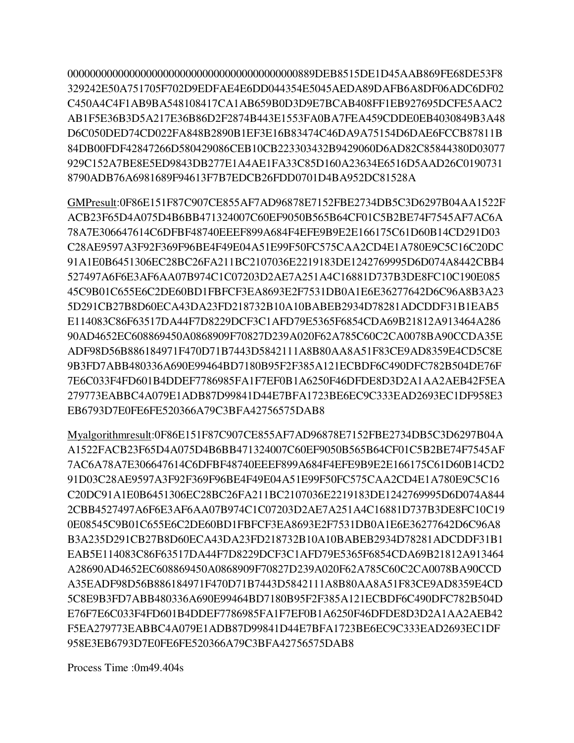0000000000000000000000000000000000000000000889DEB8515DE1D45AAB869FE68DE53F8329242E50A751705F702D9EDFAE4E6DD044354E5045AEDA89DAFB6A8DF06ADC6DF02C450A4C4F1AB9BA548108417CA1AB659B0D3D9E7BCAB408FF1EB927695DCFE5AAC2AB1F5E36B3D5A217E36B86D2F2874B443E1553FA0BA7FEA459CDDE0EB4030849B3A48D6C050DED74CD022FA848B2890B1EF3E16B83474C46DA9A75154D6DAE6FCCB87811B84DB00FDF42847266D580429086CEB10CB223303432B9429060D6AD82C85844380D03077929C152A7BE8E5ED9843DB277E1A4AE1FA33C85D160A23634E6516D5AAD26C01907318790ADB76A6981689F94613F7B7EDCB26FDD0701D4BA952DC81528A

GMPresult:0F86E151F87C907CE855AF7AD96878E7152FBE2734DB5C3D6297B04AA1522FACB23F65D4A075D4B6BB471324007C60EF9050B565B64CF01C5B2BE74F7545AF7AC6A78A7E306647614C6DFBF48740EEEF899A684F4EFE9B9E2E166175C61D60B14CD291D03C28AE9597A3F92F369F96BE4F49E04A51E99F50FC575CAA2CD4E1A780E9C5C16C20DC91A1E0B6451306EC28BC26FA211BC2107036E2219183DE1242769995D6D074A8442CBB4527497A6F6E3AF6AA07B974C1C07203D2AE7A251A4C16881D737B3DE8FC10C190E08545C9B01C655E6C2DE60BD1FBFCF3EA8693E2F7531DB0A1E6E36277642D6C96A8B3A235D291CB27B8D60ECA43DA23FD218732B10A10BABEB2934D78281ADCDDF31B1EAB5E114083C86F63517DA44F7D8229DCF3C1AFD79E5365F6854CDA69B21812A913464A28690AD4652EC608869450A0868909F70827D239A020F62A785C60C2CA0078BA90CCDA35EADF98D56B886184971F470D71B7443D5842111A8B80AA8A51F83CE9AD8359E4CD5C8E9B3FD7ABB480336A690E99464BD7180B95F2F385A121ECBDF6C490DFC782B504DE76F7E6C033F4FD601B4DDEF7786985FA1F7EF0B1A6250F46DFDE8D3D2A1AA2AEB42F5EA279773EABBC4A079E1ADB87D99841D44E7BFA1723BE6EC9C333EAD2693EC1DF958E3EB6793D7E0FE6FE520366A79C3BFA42756575DAB8

Myalgorithmresult:0F86E151F87C907CE855AF7AD96878E7152FBE2734DB5C3D6297B04AA1522FACB23F65D4A075D4B6BB471324007C60EF9050B565B64CF01C5B2BE74F7545AF7AC6A78A7E306647614C6DFBF48740EEEF899A684F4EFE9B9E2E166175C61D60B14CD291D03C28AE9597A3F92F369F96BE4F49E04A51E99F50FC575CAA2CD4E1A780E9C5C16C20DC91A1E0B6451306EC28BC26FA211BC2107036E2219183DE1242769995D6D074A8442CBB4527497A6F6E3AF6AA07B974C1C07203D2AE7A251A4C16881D737B3DE8FC10C190E08545C9B01C655E6C2DE60BD1FBFCF3EA8693E2F7531DB0A1E6E36277642D6C96A8B3A235D291CB27B8D60ECA43DA23FD218732B10A10BABEB2934D78281ADCDDF31B1EAB5E114083C86F63517DA44F7D8229DCF3C1AFD79E5365F6854CDA69B21812A913464A28690AD4652EC608869450A0868909F70827D239A020F62A785C60C2CA0078BA90CCDA35EADF98D56B886184971F470D71B7443D5842111A8B80AA8A51F83CE9AD8359E4CD5C8E9B3FD7ABB480336A690E99464BD7180B95F2F385A121ECBDF6C490DFC782B504DE76F7E6C033F4FD601B4DDEF7786985FA1F7EF0B1A6250F46DFDE8D3D2A1AA2AEB42F5EA279773EABBC4A079E1ADB87D99841D44E7BFA1723BE6EC9C333EAD2693EC1DF958E3EB6793D7E0FE6FE520366A79C3BFA42756575DAB8

Process Time :0m49.404s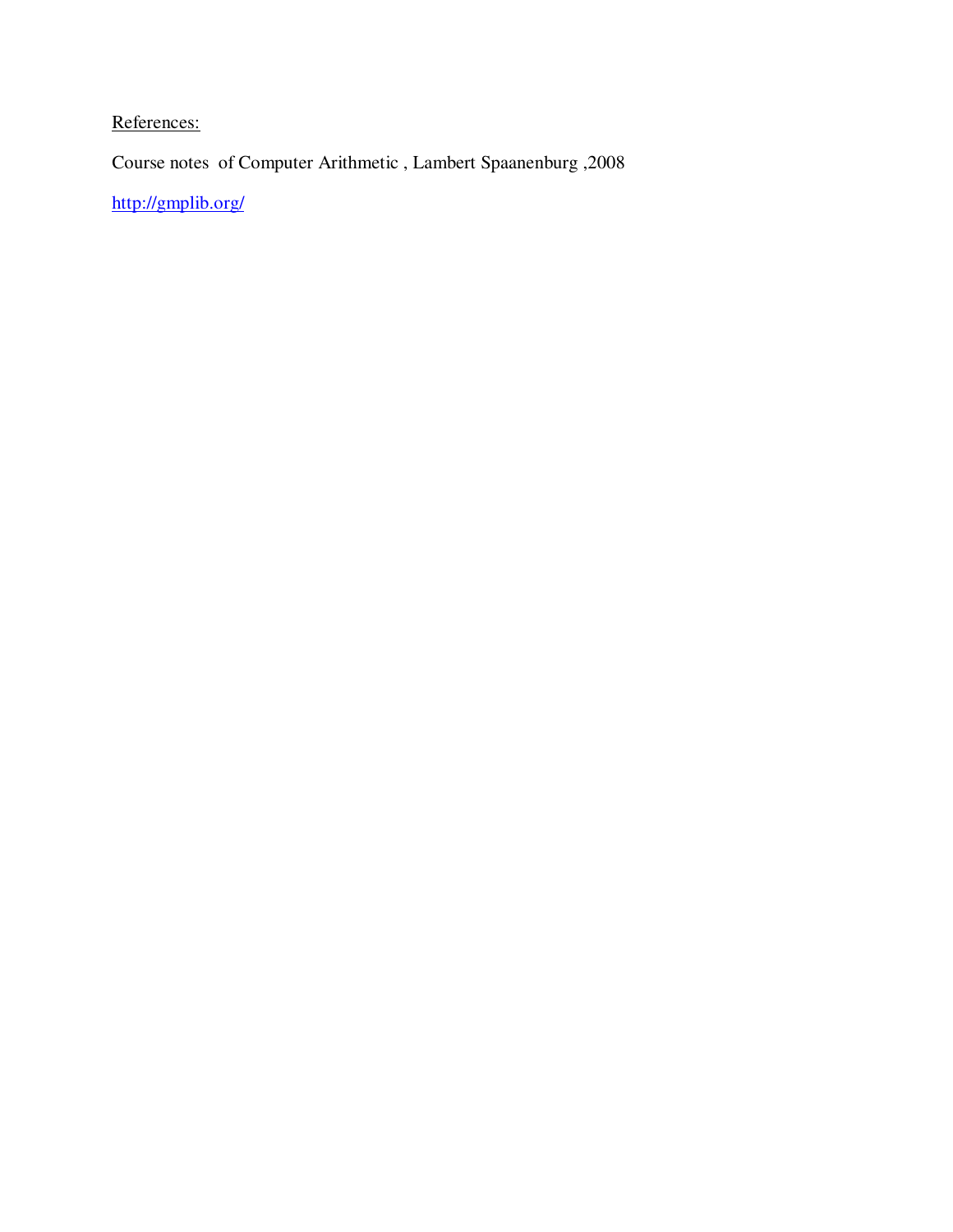References:

Course notes of Computer Arithmetic , Lambert Spaanenburg ,2008

http://gmplib.org/